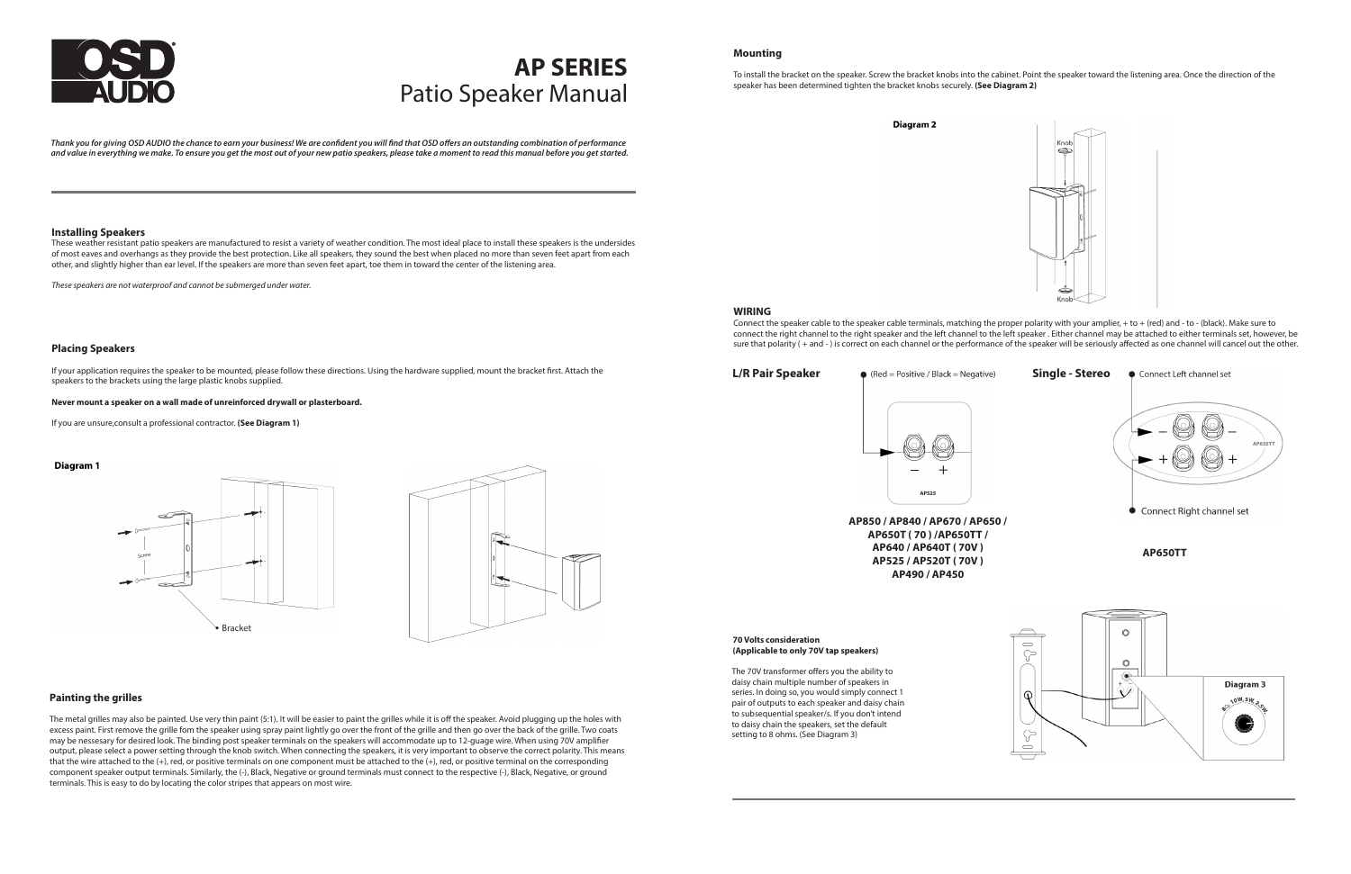# AP SERIES
## Patio Speaker Manual

*Thank you for giving OSD AUDIO the chance to earn your business! We are confident you will find that OSD offers an outstanding combination of performance and value in everything we make. To ensure you get the most out of your new patio speakers, please take a moment to read this manual before you get started.*

### Installing Speakers

These weather resistant patio speakers are manufactured to resist a variety of weather condition. The most ideal place to install these speakers is the undersides of most eaves and overhangs as they provide the best protection. Like all speakers, they sound the best when placed no more than seven feet apart from each other, and slightly higher than ear level. If the speakers are more than seven feet apart, toe them in toward the center of the listening area.

*These speakers are not waterproof and cannot be submerged under water.*

### Placing Speakers

If your application requires the speaker to be mounted, please follow these directions. Using the hardware supplied, mount the bracket first. Attach the speakers to the brackets using the large plastic knobs supplied.

**Never mount a speaker on a wall made of unreinforced drywall or plasterboard.**

If you are unsure,consult a professional contractor. **(See Diagram 1)**

**Diagram 1**

Screw

Bracket

### Painting the grilles

The metal grilles may also be painted. Use very thin paint (5:1). It will be easier to paint the grilles while it is off the speaker. Avoid plugging up the holes with excess paint. First remove the grille fom the speaker using spray paint lightly go over the front of the grille and then go over the back of the grille. Two coats may be nessesary for desired look. The binding post speaker terminals on the speakers will accommodate up to 12-guage wire. When using 70V amplifier output, please select a power setting through the knob switch. When connecting the speakers, it is very important to observe the correct polarity. This means that the wire attached to the (+), red, or positive terminals on one component must be attached to the (+), red, or positive terminal on the corresponding component speaker output terminals. Similarly, the (-), Black, Negative or ground terminals must connect to the respective (-), Black, Negative, or ground terminals. This is easy to do by locating the color stripes that appears on most wire.

### Mounting

To install the bracket on the speaker. Screw the bracket knobs into the cabinet. Point the speaker toward the listening area. Once the direction of the speaker has been determined tighten the bracket knobs securely. **(See Diagram 2)**

**Diagram 2**

Knob

Knob

### WIRING

Connect the speaker cable to the speaker cable terminals, matching the proper polarity with your amplier, + to + (red) and - to - (black). Make sure to connect the right channel to the right speaker and the left channel to the left speaker . Either channel may be attached to either terminals set, however, be sure that polarity ( + and - ) is correct on each channel or the performance of the speaker will be seriously affected as one channel will cancel out the other.

**L/R Pair Speaker**

(Red = Positive / Black = Negative)

AP525

**AP850 / AP840 / AP670 / AP650 / AP650T ( 70 ) /AP650TT / AP640 / AP640T ( 70V ) AP525 / AP520T ( 70V ) AP490 / AP450**

**Single - Stereo**

Connect Left channel set

AP650TT

Connect Right channel set

**AP650TT**

**70 Volts consideration**
**(Applicable to only 70V tap speakers)**

The 70V transformer offers you the ability to daisy chain multiple number of speakers in series. In doing so, you would simply connect 1 pair of outputs to each speaker and daisy chain to subsequential speaker/s. If you don't intend to daisy chain the speakers, set the default setting to 8 ohms. (See Diagram 3)

**Diagram 3**

8Ω 10W 5W 2.5W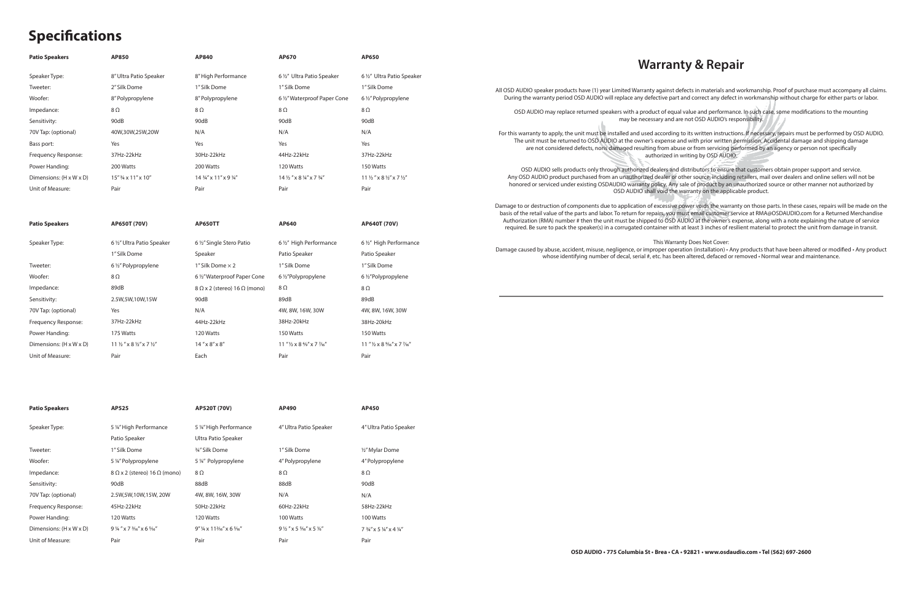# Specifications

| Patio Speakers | AP850 | AP840 | AP670 | AP650 |
|---|---|---|---|---|
| Speaker Type: | 8" Ultra Patio Speaker | 8" High Performance | 6 ½" Ultra Patio Speaker | 6 ½" Ultra Patio Speaker |
| Tweeter: | 2" Silk Dome | 1" Silk Dome | 1" Silk Dome | 1" Silk Dome |
| Woofer: | 8" Polypropylene | 8" Polypropylene | 6 ½" Waterproof Paper Cone | 6 ½" Polypropylene |
| Impedance: | 8 Ω | 8 Ω | 8 Ω | 8 Ω |
| Sensitivity: | 90dB | 90dB | 90dB | 90dB |
| 70V Tap: (optional) | 40W,30W,25W,20W | N/A | N/A | N/A |
| Bass port: | Yes | Yes | Yes | Yes |
| Frequency Response: | 37Hz-22kHz | 30Hz-22kHz | 44Hz-22kHz | 37Hz-22kHz |
| Power Handing: | 200 Watts | 200 Watts | 120 Watts | 150 Watts |
| Dimensions: (H x W x D) | 15" ¾ x 11" x 10" | 14 ¾" x 11" x 9 ¼" | 14 ½ " x 8 ¼" x 7 ¾" | 11 ½ " x 8 ½" x 7 ½" |
| Unit of Measure: | Pair | Pair | Pair | Pair |

| Patio Speakers | AP650T (70V) | AP650TT | AP640 | AP640T (70V) |
|---|---|---|---|---|
| Speaker Type: | 6 ½" Ultra Patio Speaker | 6 ½" Single Stero Patio | 6 ½" High Performance | 6 ½" High Performance |
| | 1" Silk Dome | Speaker | Patio Speaker | Patio Speaker |
| Tweeter: | 6 ½" Polypropylene | 1" Silk Dome × 2 | 1" Silk Dome | 1" Silk Dome |
| Woofer: | 8 Ω | 6 ½" Waterproof Paper Cone | 6 ½"Polypropylene | 6 ½"Polypropylene |
| Impedance: | 89dB | 8 Ω x 2 (stereo) 16 Ω (mono) | 8 Ω | 8 Ω |
| Sensitivity: | 2.5W,5W,10W,15W | 90dB | 89dB | 89dB |
| 70V Tap: (optional) | Yes | N/A | 4W, 8W, 16W, 30W | 4W, 8W, 16W, 30W |
| Frequency Response: | 37Hz-22kHz | 44Hz-22kHz | 38Hz-20kHz | 38Hz-20kHz |
| Power Handing: | 175 Watts | 120 Watts | 150 Watts | 150 Watts |
| Dimensions: (H x W x D) | 11 ½ " x 8 ½" x 7 ½" | 14 " x 8" x 8" | 11 " ½ x 8 ⁹⁄₁₆" x 7 ⁷⁄₁₆" | 11 " ½ x 8 ⁹⁄₁₆" x 7 ⁷⁄₁₆" |
| Unit of Measure: | Pair | Each | Pair | Pair |

| Patio Speakers | AP525 | AP520T (70V) | AP490 | AP450 |
|---|---|---|---|---|
| Speaker Type: | 5 ¼" High Performance | 5 ¼" High Performance | 4" Ultra Patio Speaker | 4" Ultra Patio Speaker |
| | Patio Speaker | Ultra Patio Speaker | | |
| Tweeter: | 1" Silk Dome | ¾" Silk Dome | 1" Silk Dome | ½" Mylar Dome |
| Woofer: | 5 ¼" Polypropylene | 5 ¼" Polypropylene | 4" Polypropylene | 4" Polypropylene |
| Impedance: | 8 Ω x 2 (stereo) 16 Ω (mono) | 8 Ω | 8 Ω | 8 Ω |
| Sensitivity: | 90dB | 88dB | 88dB | 90dB |
| 70V Tap: (optional) | 2.5W,5W,10W,15W, 20W | 4W, 8W, 16W, 30W | N/A | N/A |
| Frequency Response: | 45Hz-22kHz | 50Hz-22kHz | 60Hz-22kHz | 58Hz-22kHz |
| Power Handing: | 120 Watts | 120 Watts | 100 Watts | 100 Watts |
| Dimensions: (H x W x D) | 9 ¼ " x 7 ³⁄₁₆" x 6 ⁵⁄₁₆" | 9" ¼ x 11³⁄₁₆" x 6 ⁵⁄₁₆" | 9 ½ " x 5 ⁵⁄₁₆" x 5 ¼" | 7 ¾" x 5 ¼" x 4 ¼" |
| Unit of Measure: | Pair | Pair | Pair | Pair |

# Warranty & Repair

All OSD AUDIO speaker products have (1) year Limited Warranty against defects in materials and workmanship. Proof of purchase must accompany all claims. During the warranty period OSD AUDIO will replace any defective part and correct any defect in workmanship without charge for either parts or labor.

OSD AUDIO may replace returned speakers with a product of equal value and performance. In such case, some modifications to the mounting may be necessary and are not OSD AUDIO's responsibility.

For this warranty to apply, the unit must be installed and used according to its written instructions. If necessary, repairs must be performed by OSD AUDIO. The unit must be returned to OSD AUDIO at the owner's expense and with prior written permission. Accidental damage and shipping damage are not considered defects, nor is damaged resulting from abuse or from servicing performed by an agency or person not specifically authorized in writing by OSD AUDIO.

OSD AUDIO sells products only through authorized dealers and distributors to ensure that customers obtain proper support and service. Any OSD AUDIO product purchased from an unauthorized dealer or other source, including retailers, mail over dealers and online sellers will not be honored or serviced under existing OSDAUDIO warranty policy. Any sale of product by an unauthorized source or other manner not authorized by OSD AUDIO shall void the warranty on the applicable product.

Damage to or destruction of components due to application of excessive power voids the warranty on those parts. In these cases, repairs will be made on the basis of the retail value of the parts and labor. To return for repairs, you must email customer service at RMA@OSDAUDIO.com for a Returned Merchandise Authorization (RMA) number # then the unit must be shipped to OSD AUDIO at the owner's expense, along with a note explaining the nature of service required. Be sure to pack the speaker(s) in a corrugated container with at least 3 inches of resilient material to protect the unit from damage in transit.

This Warranty Does Not Cover:

Damage caused by abuse, accident, misuse, negligence, or improper operation (installation) • Any products that have been altered or modified • Any product whose identifying number of decal, serial #, etc. has been altered, defaced or removed • Normal wear and maintenance.

**OSD AUDIO • 775 Columbia St • Brea • CA • 92821 • www.osdaudio.com • Tel (562) 697-2600**